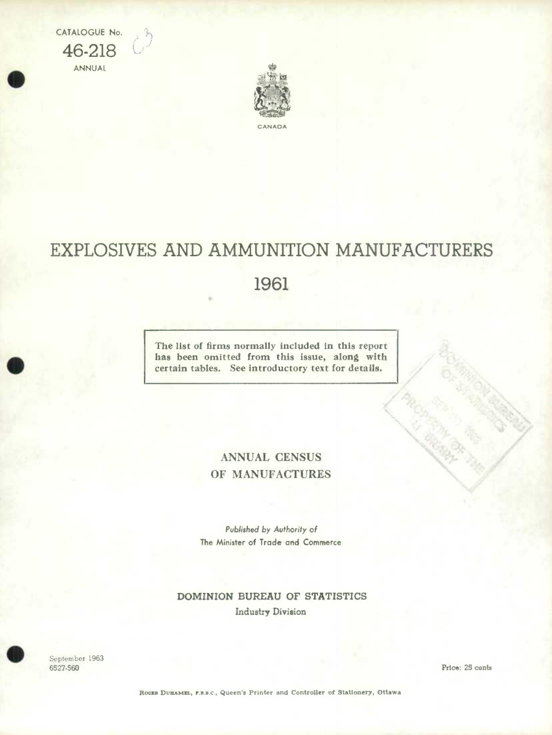CATALOGUE No.

46-218

ANNUAL

CANADA

# EXPLOSIVES AND AMMUNITION MANUFACTURERS

# 1961

> The list of firms normally included in this report has been omitted from this issue, along with certain tables. See introductory text for details.

## ANNUAL CENSUS OF MANUFACTURES

*Published by Authority of*
The Minister of Trade and Commerce

**DOMINION BUREAU OF STATISTICS**
Industry Division

September 1963
6527-560

Price: 25 cents

ROGER DUHAMEL, F.R.S.C., Queen's Printer and Controller of Stationery, Ottawa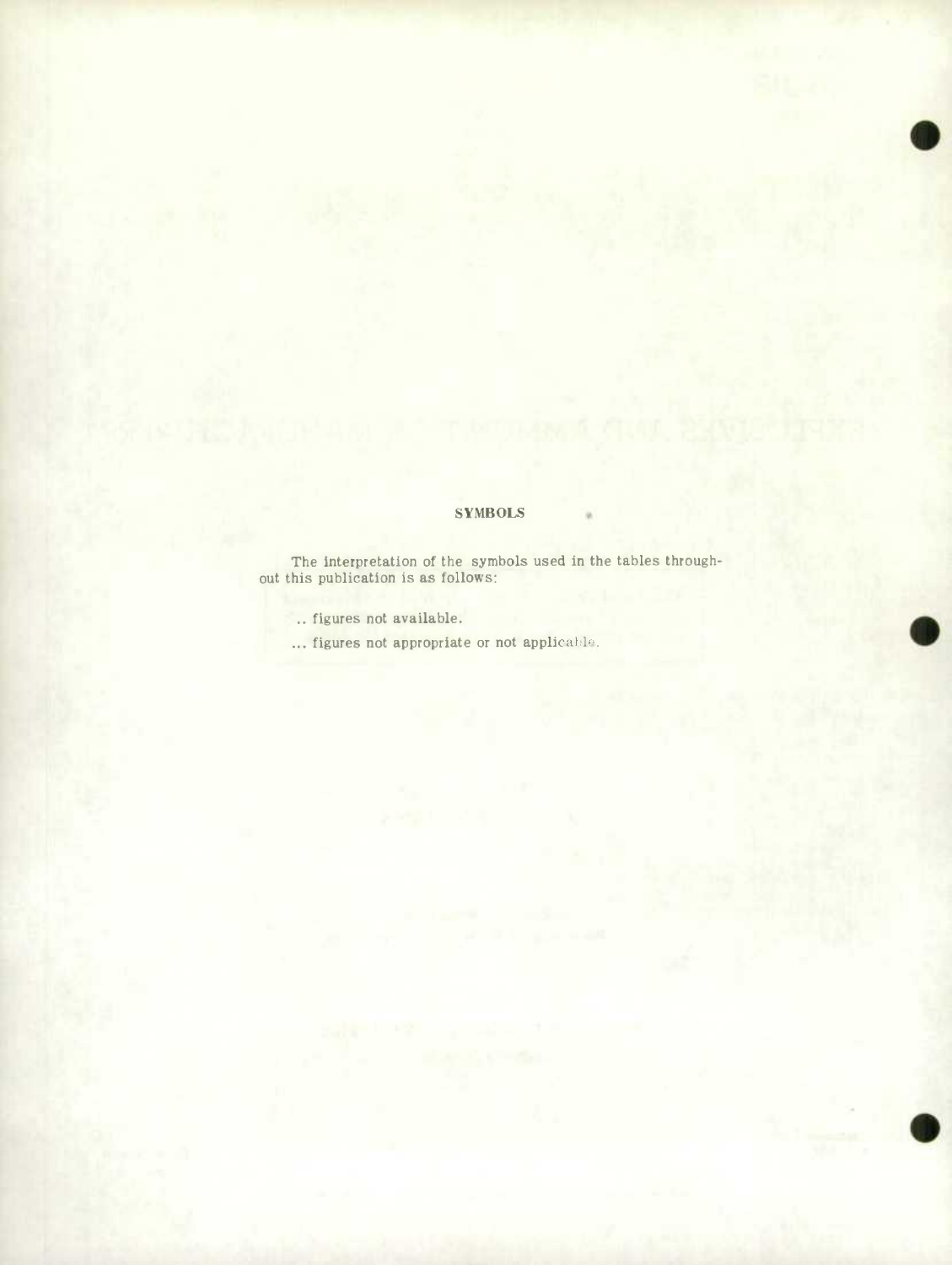## SYMBOLS

The interpretation of the symbols used in the tables throughout this publication is as follows:

.. figures not available.

... figures not appropriate or not applicable.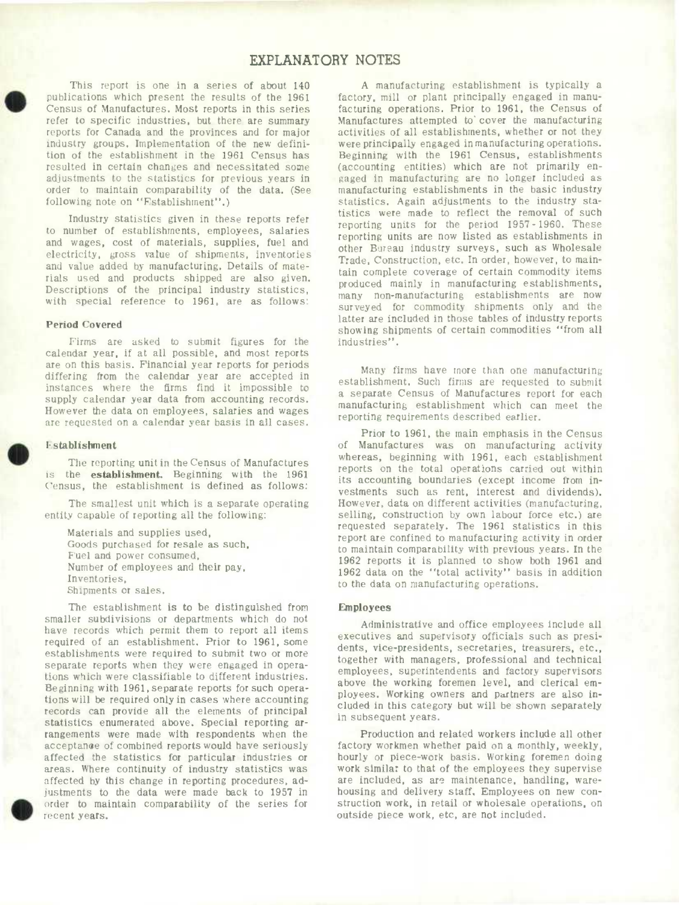# EXPLANATORY NOTES

This report is one in a series of about 140 publications which present the results of the 1961 Census of Manufactures. Most reports in this series refer to specific industries, but there are summary reports for Canada and the provinces and for major industry groups. Implementation of the new definition of the establishment in the 1961 Census has resulted in certain changes and necessitated some adjustments to the statistics for previous years in order to maintain comparability of the data. (See following note on "Establishment".)

Industry statistics given in these reports refer to number of establishments, employees, salaries and wages, cost of materials, supplies, fuel and electricity, gross value of shipments, inventories and value added by manufacturing. Details of materials used and products shipped are also given. Descriptions of the principal industry statistics, with special reference to 1961, are as follows:

### Period Covered

Firms are asked to submit figures for the calendar year, if at all possible, and most reports are on this basis. Financial year reports for periods differing from the calendar year are accepted in instances where the firms find it impossible to supply calendar year data from accounting records. However the data on employees, salaries and wages are requested on a calendar year basis in all cases.

### Establishment

The reporting unit in the Census of Manufactures is the **establishment.** Beginning with the 1961 Census, the establishment is defined as follows:

The smallest unit which is a separate operating entity capable of reporting all the following:

- Materials and supplies used,
- Goods purchased for resale as such,
- Fuel and power consumed,
- Number of employees and their pay,
- Inventories,
- Shipments or sales.

The establishment is to be distinguished from smaller subdivisions or departments which do not have records which permit them to report all items required of an establishment. Prior to 1961, some establishments were required to submit two or more separate reports when they were engaged in operations which were classifiable to different industries. Beginning with 1961, separate reports for such operations will be required only in cases where accounting records can provide all the elements of principal statistics enumerated above. Special reporting arrangements were made with respondents when the acceptance of combined reports would have seriously affected the statistics for particular industries or areas. Where continuity of industry statistics was affected by this change in reporting procedures, adjustments to the data were made back to 1957 in order to maintain comparability of the series for recent years.

A manufacturing establishment is typically a factory, mill or plant principally engaged in manufacturing operations. Prior to 1961, the Census of Manufactures attempted to cover the manufacturing activities of all establishments, whether or not they were principally engaged in manufacturing operations. Beginning with the 1961 Census, establishments (accounting entities) which are not primarily engaged in manufacturing are no longer included as manufacturing establishments in the basic industry statistics. Again adjustments to the industry statistics were made to reflect the removal of such reporting units for the period 1957-1960. These reporting units are now listed as establishments in other Bureau industry surveys, such as Wholesale Trade, Construction, etc. In order, however, to maintain complete coverage of certain commodity items produced mainly in manufacturing establishments, many non-manufacturing establishments are now surveyed for commodity shipments only and the latter are included in those tables of industry reports showing shipments of certain commodities "from all industries".

Many firms have more than one manufacturing establishment. Such firms are requested to submit a separate Census of Manufactures report for each manufacturing establishment which can meet the reporting requirements described earlier.

Prior to 1961, the main emphasis in the Census of Manufactures was on manufacturing activity whereas, beginning with 1961, each establishment reports on the total operations carried out within its accounting boundaries (except income from investments such as rent, interest and dividends). However, data on different activities (manufacturing, selling, construction by own labour force etc.) are requested separately. The 1961 statistics in this report are confined to manufacturing activity in order to maintain comparability with previous years. In the 1962 reports it is planned to show both 1961 and 1962 data on the "total activity" basis in addition to the data on manufacturing operations.

### Employees

Administrative and office employees include all executives and supervisory officials such as presidents, vice-presidents, secretaries, treasurers, etc., together with managers, professional and technical employees, superintendents and factory supervisors above the working foremen level, and clerical employees. Working owners and partners are also included in this category but will be shown separately in subsequent years.

Production and related workers include all other factory workmen whether paid on a monthly, weekly, hourly or piece-work basis. Working foremen doing work similar to that of the employees they supervise are included, as are maintenance, handling, warehousing and delivery staff. Employees on new construction work, in retail or wholesale operations, on outside piece work, etc, are not included.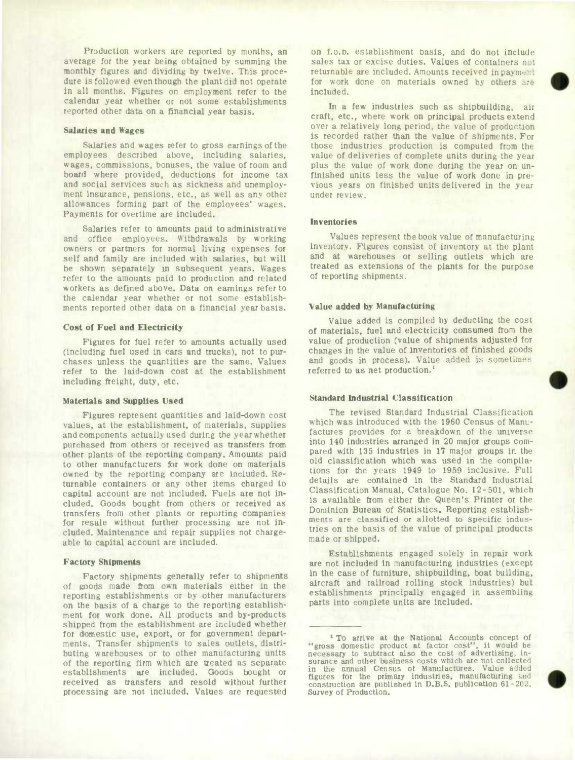Production workers are reported by months, an average for the year being obtained by summing the monthly figures and dividing by twelve. This procedure is followed even though the plant did not operate in all months. Figures on employment refer to the calendar year whether or not some establishments reported other data on a financial year basis.

### Salaries and Wages

Salaries and wages refer to gross earnings of the employees described above, including salaries, wages, commissions, bonuses, the value of room and board where provided, deductions for income tax and social services such as sickness and unemployment insurance, pensions, etc., as well as any other allowances forming part of the employees' wages. Payments for overtime are included.

Salaries refer to amounts paid to administrative and office employees. Withdrawals by working owners or partners for normal living expenses for self and family are included with salaries, but will be shown separately in subsequent years. Wages refer to the amounts paid to production and related workers as defined above. Data on earnings refer to the calendar year whether or not some establishments reported other data on a financial year basis.

### Cost of Fuel and Electricity

Figures for fuel refer to amounts actually used (including fuel used in cars and trucks), not to purchases unless the quantities are the same. Values refer to the laid-down cost at the establishment including freight, duty, etc.

### Materials and Supplies Used

Figures represent quantities and laid-down cost values, at the establishment, of materials, supplies and components actually used during the year whether purchased from others or received as transfers from other plants of the reporting company. Amounts paid to other manufacturers for work done on materials owned by the reporting company are included. Returnable containers or any other items charged to capital account are not included. Fuels are not included. Goods bought from others or received as transfers from other plants or reporting companies for resale without further processing are not included. Maintenance and repair supplies not chargeable to capital account are included.

### Factory Shipments

Factory shipments generally refer to shipments of goods made from own materials either in the reporting establishments or by other manufacturers on the basis of a charge to the reporting establishment for work done. All products and by-products shipped from the establishment are included whether for domestic use, export, or for government departments. Transfer shipments to sales outlets, distributing warehouses or to other manufacturing units of the reporting firm which are treated as separate establishments are included. Goods bought or received as transfers and resold without further processing are not included. Values are requested on f.o.b. establishment basis, and do not include sales tax or excise duties. Values of containers not returnable are included. Amounts received in payment for work done on materials owned by others are included.

In a few industries such as shipbuilding, air craft, etc., where work on principal products extend over a relatively long period, the value of production is recorded rather than the value of shipments. For those industries production is computed from the value of deliveries of complete units during the year plus the value of work done during the year on unfinished units less the value of work done in previous years on finished units delivered in the year under review.

### Inventories

Values represent the book value of manufacturing inventory. Figures consist of inventory at the plant and at warehouses or selling outlets which are treated as extensions of the plants for the purpose of reporting shipments.

### Value added by Manufacturing

Value added is compiled by deducting the cost of materials, fuel and electricity consumed from the value of production (value of shipments adjusted for changes in the value of inventories of finished goods and goods in process). Value added is sometimes referred to as net production.[1]

### Standard Industrial Classification

The revised Standard Industrial Classification which was introduced with the 1960 Census of Manufactures provides for a breakdown of the universe into 140 industries arranged in 20 major groups compared with 135 industries in 17 major groups in the old classification which was used in the compilations for the years 1949 to 1959 inclusive. Full details are contained in the Standard Industrial Classification Manual, Catalogue No. 12-501, which is available from either the Queen's Printer or the Dominion Bureau of Statistics. Reporting establishments are classified or allotted to specific industries on the basis of the value of principal products made or shipped.

Establishments engaged solely in repair work are not included in manufacturing industries (except in the case of furniture, shipbuilding, boat building, aircraft and railroad rolling stock industries) but establishments principally engaged in assembling parts into complete units are included.

---

[1] To arrive at the National Accounts concept of "gross domestic product at factor cost", it would be necessary to subtract also the cost of advertising, insurance and other business costs which are not collected in the annual Census of Manufactures. Value added figures for the primary industries, manufacturing and construction are published in D.B.S. publication 61-202, Survey of Production.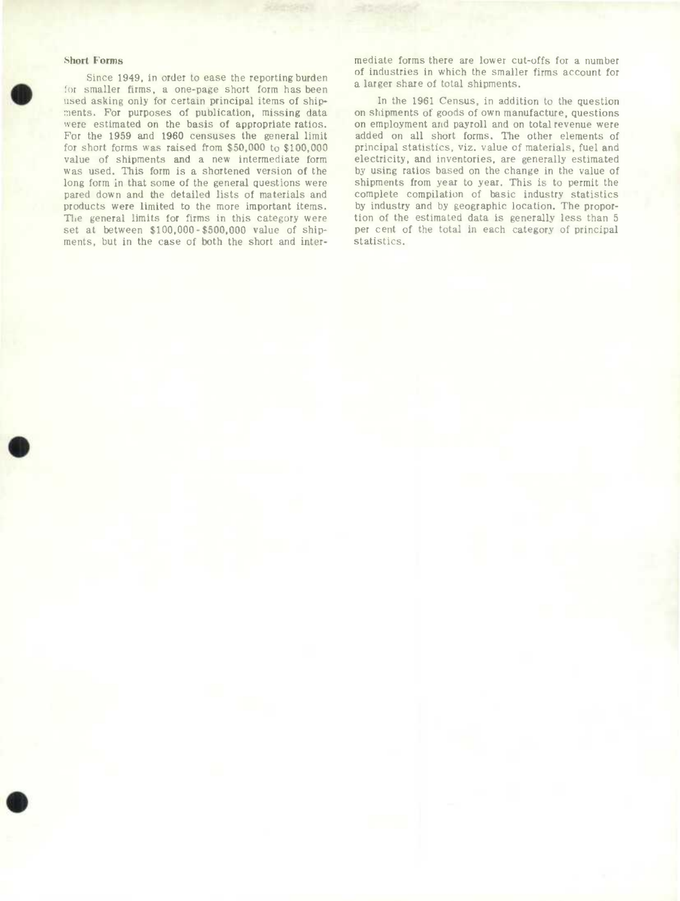### Short Forms

Since 1949, in order to ease the reporting burden for smaller firms, a one-page short form has been used asking only for certain principal items of shipments. For purposes of publication, missing data were estimated on the basis of appropriate ratios. For the 1959 and 1960 censuses the general limit for short forms was raised from $50,000 to $100,000 value of shipments and a new intermediate form was used. This form is a shortened version of the long form in that some of the general questions were pared down and the detailed lists of materials and products were limited to the more important items. The general limits for firms in this category were set at between $100,000 - $500,000 value of shipments, but in the case of both the short and intermediate forms there are lower cut-offs for a number of industries in which the smaller firms account for a larger share of total shipments.

In the 1961 Census, in addition to the question on shipments of goods of own manufacture, questions on employment and payroll and on total revenue were added on all short forms. The other elements of principal statistics, viz. value of materials, fuel and electricity, and inventories, are generally estimated by using ratios based on the change in the value of shipments from year to year. This is to permit the complete compilation of basic industry statistics by industry and by geographic location. The proportion of the estimated data is generally less than 5 per cent of the total in each category of principal statistics.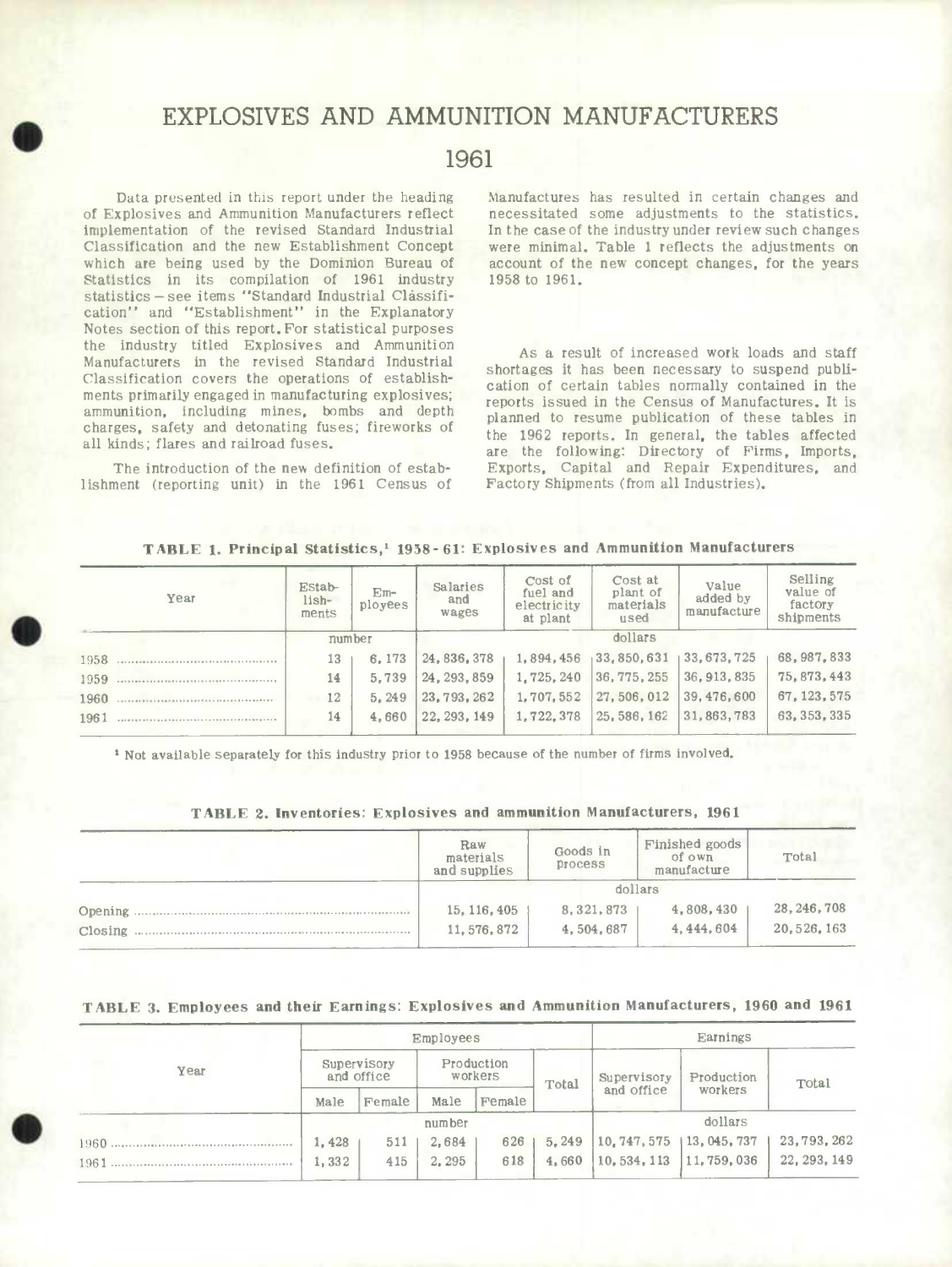# EXPLOSIVES AND AMMUNITION MANUFACTURERS

## 1961

Data presented in this report under the heading of Explosives and Ammunition Manufacturers reflect implementation of the revised Standard Industrial Classification and the new Establishment Concept which are being used by the Dominion Bureau of Statistics in its compilation of 1961 industry statistics – see items "Standard Industrial Classification" and "Establishment" in the Explanatory Notes section of this report. For statistical purposes the industry titled Explosives and Ammunition Manufacturers in the revised Standard Industrial Classification covers the operations of establishments primarily engaged in manufacturing explosives; ammunition, including mines, bombs and depth charges, safety and detonating fuses; fireworks of all kinds; flares and railroad fuses.

The introduction of the new definition of establishment (reporting unit) in the 1961 Census of Manufactures has resulted in certain changes and necessitated some adjustments to the statistics. In the case of the industry under review such changes were minimal. Table 1 reflects the adjustments on account of the new concept changes, for the years 1958 to 1961.

As a result of increased work loads and staff shortages it has been necessary to suspend publication of certain tables normally contained in the reports issued in the Census of Manufactures. It is planned to resume publication of these tables in the 1962 reports. In general, the tables affected are the following: Directory of Firms, Imports, Exports, Capital and Repair Expenditures, and Factory Shipments (from all Industries).

**TABLE 1. Principal Statistics,[1] 1958 - 61: Explosives and Ammunition Manufacturers**

| Year | Establishments | Employees | Salaries and wages | Cost of fuel and electricity at plant | Cost at plant of materials used | Value added by manufacture | Selling value of factory shipments |
|---|---|---|---|---|---|---|---|
| | number | | dollars | | | | |
| 1958 | 13 | 6,173 | 24,836,378 | 1,894,456 | 33,850,631 | 33,673,725 | 68,987,833 |
| 1959 | 14 | 5,739 | 24,293,859 | 1,725,240 | 36,775,255 | 36,913,835 | 75,873,443 |
| 1960 | 12 | 5,249 | 23,793,262 | 1,707,552 | 27,506,012 | 39,476,600 | 67,123,575 |
| 1961 | 14 | 4,660 | 22,293,149 | 1,722,378 | 25,586,162 | 31,863,783 | 63,353,335 |

[1] Not available separately for this industry prior to 1958 because of the number of firms involved.

**TABLE 2. Inventories: Explosives and ammunition Manufacturers, 1961**

| | Raw materials and supplies | Goods in process | Finished goods of own manufacture | Total |
|---|---|---|---|---|
| | dollars | | | |
| Opening | 15,116,405 | 8,321,873 | 4,808,430 | 28,246,708 |
| Closing | 11,576,872 | 4,504,687 | 4,444,604 | 20,526,163 |

**TABLE 3. Employees and their Earnings: Explosives and Ammunition Manufacturers, 1960 and 1961**

| Year | Employees | | | | | Earnings | | |
|---|---|---|---|---|---|---|---|---|
| | Supervisory and office | | Production workers | | Total | Supervisory and office | Production workers | Total |
| | Male | Female | Male | Female | | | | |
| | number | | | | | dollars | | |
| 1960 | 1,428 | 511 | 2,684 | 626 | 5,249 | 10,747,575 | 13,045,737 | 23,793,262 |
| 1961 | 1,332 | 415 | 2,295 | 618 | 4,660 | 10,534,113 | 11,759,036 | 22,293,149 |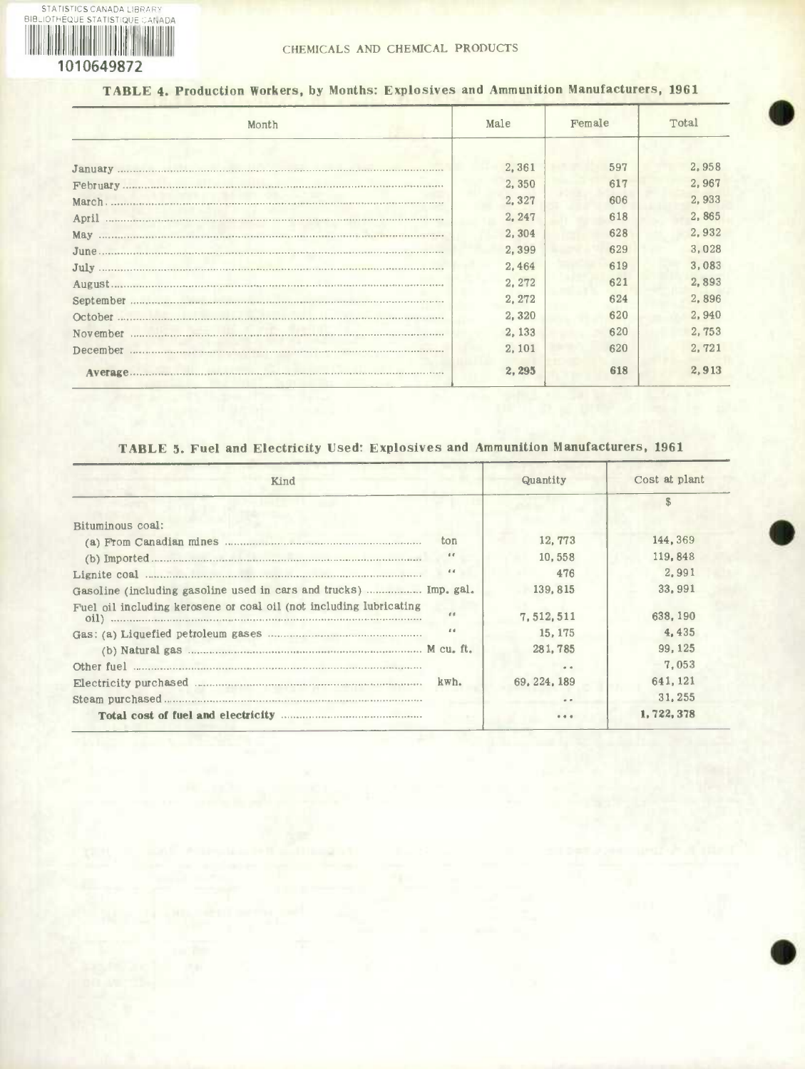**TABLE 4. Production Workers, by Months: Explosives and Ammunition Manufacturers, 1961**

| Month | Male | Female | Total |
|---|---|---|---|
| January | 2,361 | 597 | 2,958 |
| February | 2,350 | 617 | 2,967 |
| March | 2,327 | 606 | 2,933 |
| April | 2,247 | 618 | 2,865 |
| May | 2,304 | 628 | 2,932 |
| June | 2,399 | 629 | 3,028 |
| July | 2,464 | 619 | 3,083 |
| August | 2,272 | 621 | 2,893 |
| September | 2,272 | 624 | 2,896 |
| October | 2,320 | 620 | 2,940 |
| November | 2,133 | 620 | 2,753 |
| December | 2,101 | 620 | 2,721 |
| **Average** | **2,295** | **618** | **2,913** |

**TABLE 5. Fuel and Electricity Used: Explosives and Ammunition Manufacturers, 1961**

| Kind | | Quantity | Cost at plant |
|---|---|---|---|
| | | | $ |
| Bituminous coal: | | | |
| (a) From Canadian mines | ton | 12,773 | 144,369 |
| (b) Imported | " | 10,558 | 119,848 |
| Lignite coal | " | 476 | 2,991 |
| Gasoline (including gasoline used in cars and trucks) | Imp. gal. | 139,815 | 33,991 |
| Fuel oil including kerosene or coal oil (not including lubricating oil) | " | 7,512,511 | 638,190 |
| Gas: (a) Liquefied petroleum gases | " | 15,175 | 4,435 |
| (b) Natural gas | M cu. ft. | 281,785 | 99,125 |
| Other fuel | | .. | 7,053 |
| Electricity purchased | kwh. | 69,224,189 | 641,121 |
| Steam purchased | | .. | 31,255 |
| **Total cost of fuel and electricity** | | ... | 1,722,378 |